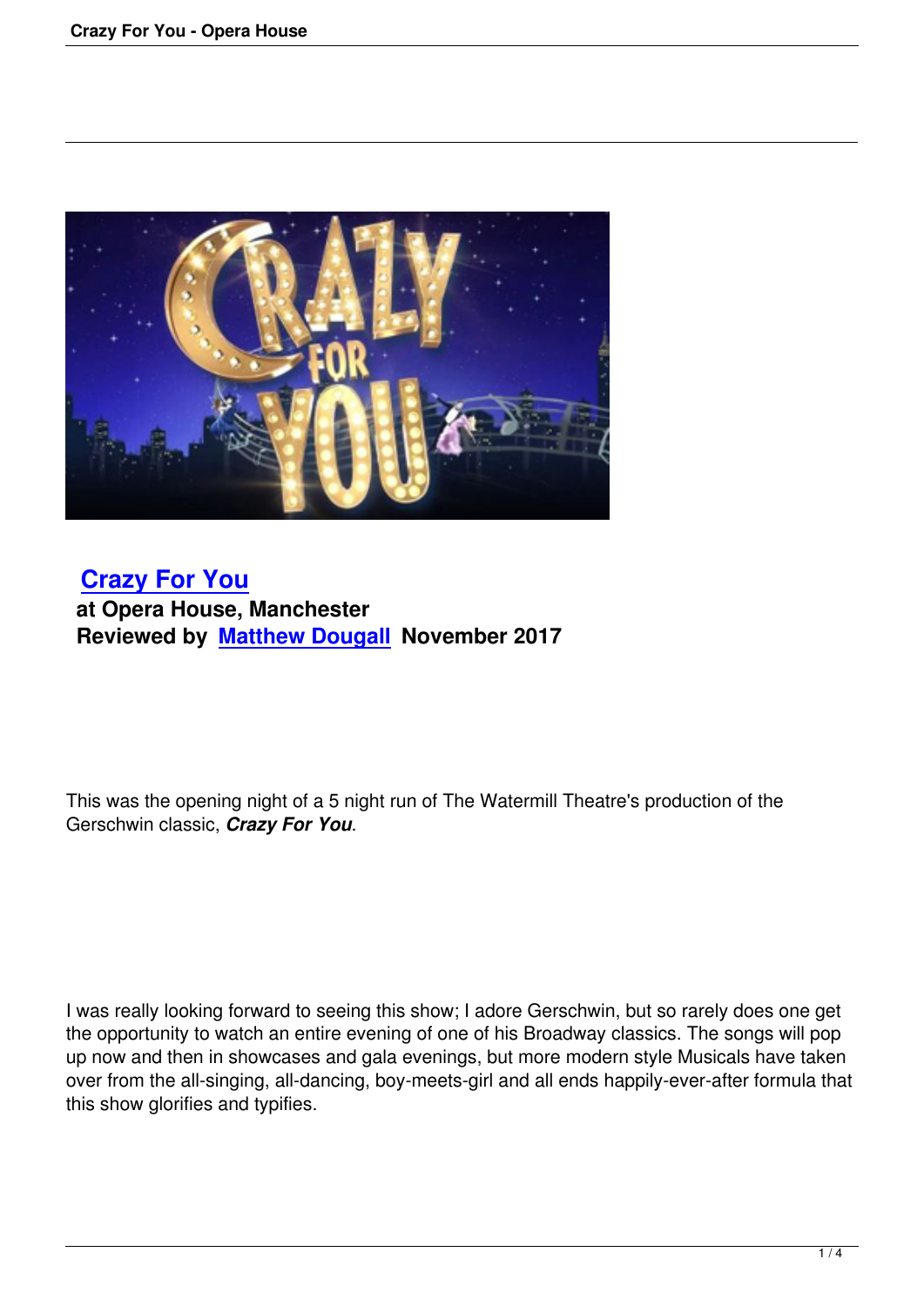## Crazy For You

**at Opera House, Manchester**

**Reviewed by Matthew Dougall November 2017**

This was the opening night of a 5 night run of The Watermill Theatre's production of the Gerschwin classic, ***Crazy For You***.

I was really looking forward to seeing this show; I adore Gerschwin, but so rarely does one get the opportunity to watch an entire evening of one of his Broadway classics. The songs will pop up now and then in showcases and gala evenings, but more modern style Musicals have taken over from the all-singing, all-dancing, boy-meets-girl and all ends happily-ever-after formula that this show glorifies and typifies.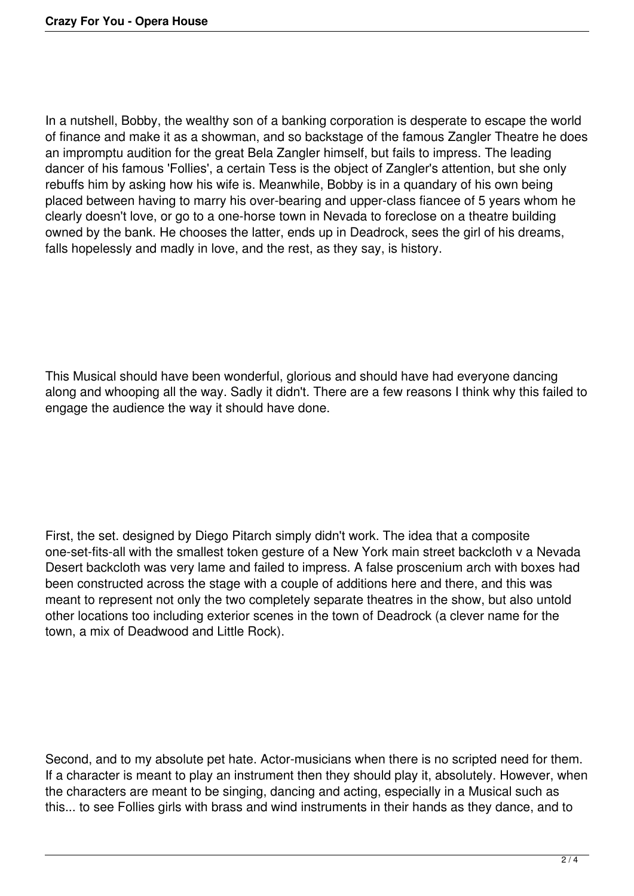In a nutshell, Bobby, the wealthy son of a banking corporation is desperate to escape the world of finance and make it as a showman, and so backstage of the famous Zangler Theatre he does an impromptu audition for the great Bela Zangler himself, but fails to impress. The leading dancer of his famous 'Follies', a certain Tess is the object of Zangler's attention, but she only rebuffs him by asking how his wife is. Meanwhile, Bobby is in a quandary of his own being placed between having to marry his over-bearing and upper-class fiancee of 5 years whom he clearly doesn't love, or go to a one-horse town in Nevada to foreclose on a theatre building owned by the bank. He chooses the latter, ends up in Deadrock, sees the girl of his dreams, falls hopelessly and madly in love, and the rest, as they say, is history.

This Musical should have been wonderful, glorious and should have had everyone dancing along and whooping all the way. Sadly it didn't. There are a few reasons I think why this failed to engage the audience the way it should have done.

First, the set. designed by Diego Pitarch simply didn't work. The idea that a composite one-set-fits-all with the smallest token gesture of a New York main street backcloth v a Nevada Desert backcloth was very lame and failed to impress. A false proscenium arch with boxes had been constructed across the stage with a couple of additions here and there, and this was meant to represent not only the two completely separate theatres in the show, but also untold other locations too including exterior scenes in the town of Deadrock (a clever name for the town, a mix of Deadwood and Little Rock).

Second, and to my absolute pet hate. Actor-musicians when there is no scripted need for them. If a character is meant to play an instrument then they should play it, absolutely. However, when the characters are meant to be singing, dancing and acting, especially in a Musical such as this... to see Follies girls with brass and wind instruments in their hands as they dance, and to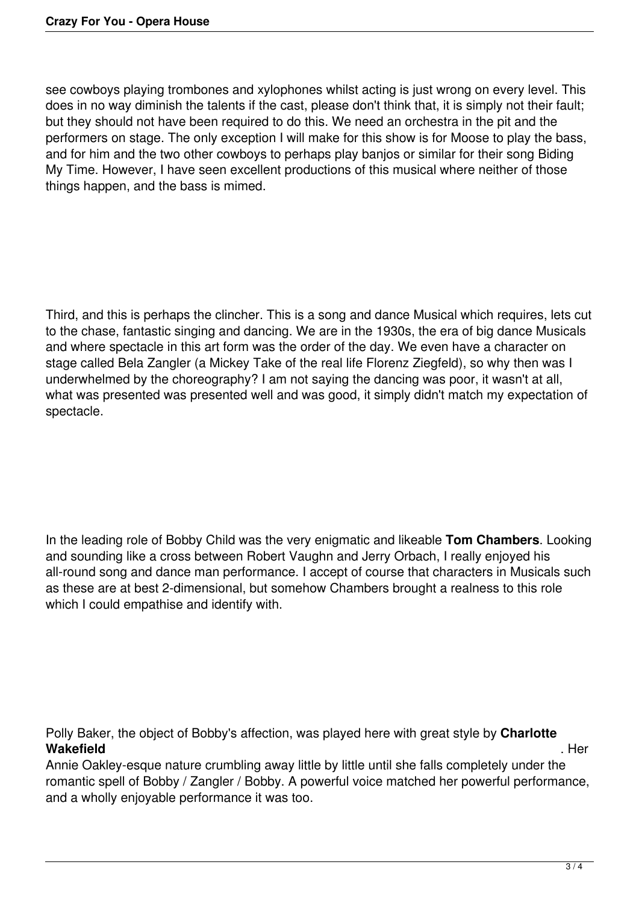see cowboys playing trombones and xylophones whilst acting is just wrong on every level. This does in no way diminish the talents if the cast, please don't think that, it is simply not their fault; but they should not have been required to do this. We need an orchestra in the pit and the performers on stage. The only exception I will make for this show is for Moose to play the bass, and for him and the two other cowboys to perhaps play banjos or similar for their song Biding My Time. However, I have seen excellent productions of this musical where neither of those things happen, and the bass is mimed.

Third, and this is perhaps the clincher. This is a song and dance Musical which requires, lets cut to the chase, fantastic singing and dancing. We are in the 1930s, the era of big dance Musicals and where spectacle in this art form was the order of the day. We even have a character on stage called Bela Zangler (a Mickey Take of the real life Florenz Ziegfeld), so why then was I underwhelmed by the choreography? I am not saying the dancing was poor, it wasn't at all, what was presented was presented well and was good, it simply didn't match my expectation of spectacle.

In the leading role of Bobby Child was the very enigmatic and likeable **Tom Chambers**. Looking and sounding like a cross between Robert Vaughn and Jerry Orbach, I really enjoyed his all-round song and dance man performance. I accept of course that characters in Musicals such as these are at best 2-dimensional, but somehow Chambers brought a realness to this role which I could empathise and identify with.

Polly Baker, the object of Bobby's affection, was played here with great style by **Charlotte Wakefield**. Her Annie Oakley-esque nature crumbling away little by little until she falls completely under the romantic spell of Bobby / Zangler / Bobby. A powerful voice matched her powerful performance, and a wholly enjoyable performance it was too.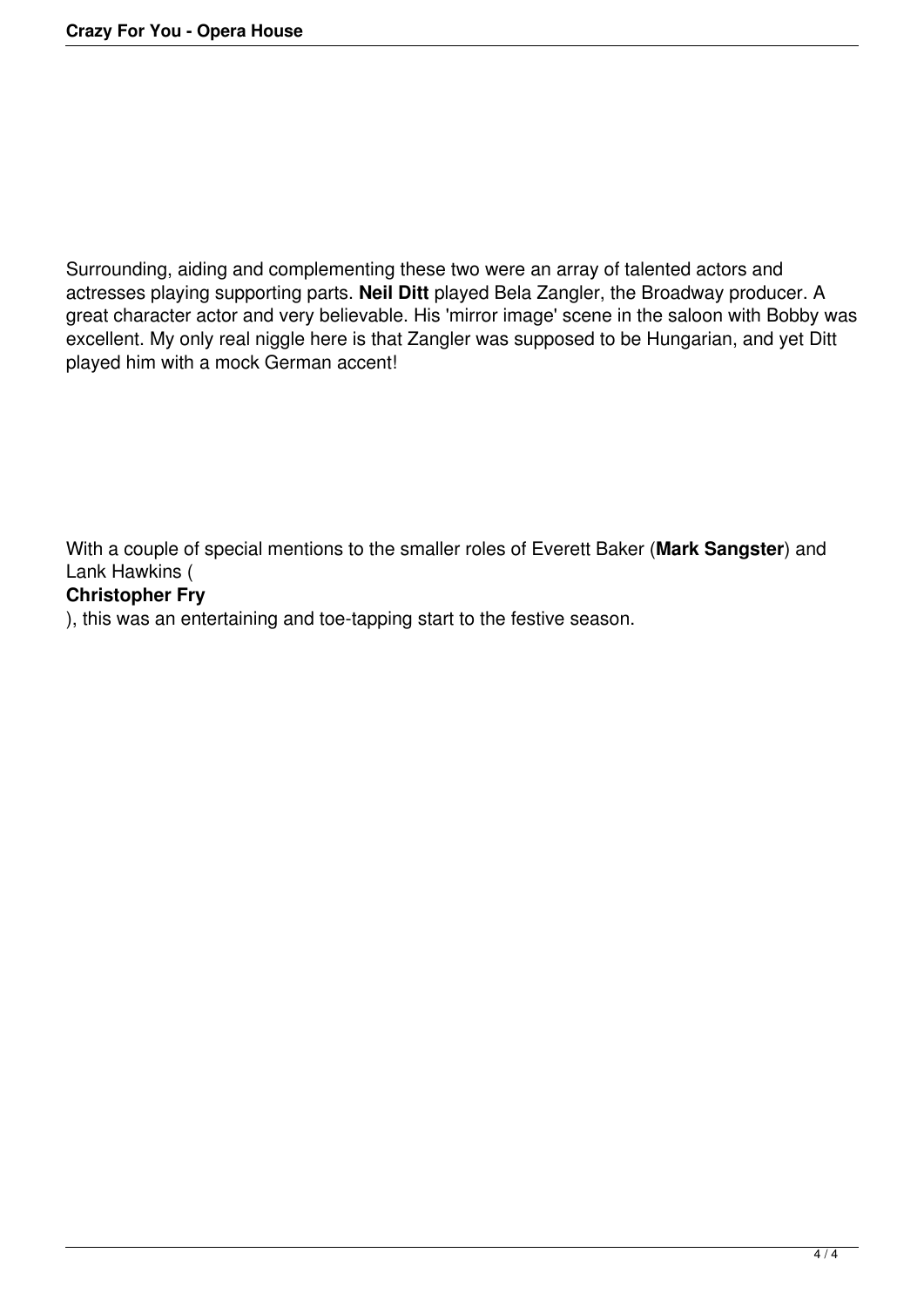Surrounding, aiding and complementing these two were an array of talented actors and actresses playing supporting parts. **Neil Ditt** played Bela Zangler, the Broadway producer. A great character actor and very believable. His 'mirror image' scene in the saloon with Bobby was excellent. My only real niggle here is that Zangler was supposed to be Hungarian, and yet Ditt played him with a mock German accent!

With a couple of special mentions to the smaller roles of Everett Baker (**Mark Sangster**) and Lank Hawkins (**Christopher Fry**), this was an entertaining and toe-tapping start to the festive season.